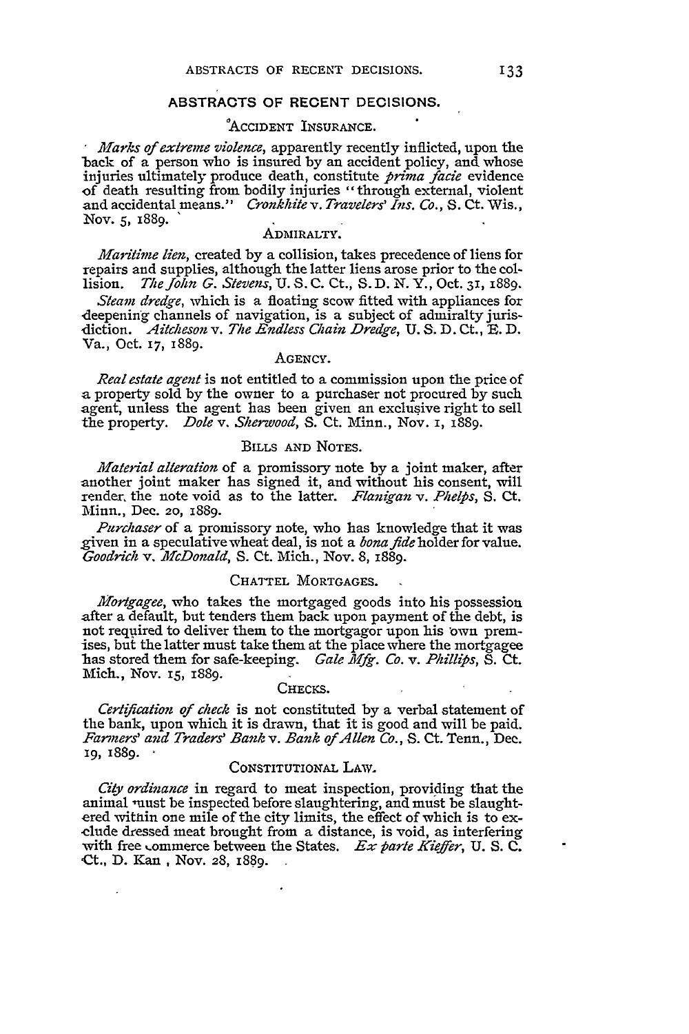## ABSTRACTS OF RECENT DECISIONS.

### ACCIDENT INSURANCE.

*Marks of extreme violence*, apparently recently inflicted, upon the back of a person who is insured by an accident policy, and whose injuries ultimately produce death, constitute *prima facie* evidence of death resulting from bodily injuries "through external, violent and accidental means." *Cronkhite* v. *Travelers' Ins. Co.*, S. Ct. Wis., Nov. 5, 1889.

### ADMIRALTY.

*Maritime lien*, created by a collision, takes precedence of liens for repairs and supplies, although the latter liens arose prior to the collision. *The John G. Stevens*, U. S. C. Ct., S. D. N. Y., Oct. 31, 1889.

*Steam dredge*, which is a floating scow fitted with appliances for deepening channels of navigation, is a subject of admiralty jurisdiction. *Aitcheson* v. *The Endless Chain Dredge*, U. S. D. Ct., E. D. Va., Oct. 17, 1889.

### AGENCY.

*Real estate agent* is not entitled to a commission upon the price of a property sold by the owner to a purchaser not procured by such agent, unless the agent has been given an exclusive right to sell the property. *Dole* v. *Sherwood*, S. Ct. Minn., Nov. 1, 1889.

### BILLS AND NOTES.

*Material alteration* of a promissory note by a joint maker, after another joint maker has signed it, and without his consent, will render the note void as to the latter. *Flanigan* v. *Phelps*, S. Ct. Minn., Dec. 20, 1889.

*Purchaser* of a promissory note, who has knowledge that it was given in a speculative wheat deal, is not a *bona fide* holder for value. *Goodrich* v. *McDonald*, S. Ct. Mich., Nov. 8, 1889.

### CHATTEL MORTGAGES.

*Mortgagee*, who takes the mortgaged goods into his possession after a default, but tenders them back upon payment of the debt, is not required to deliver them to the mortgagor upon his own premises, but the latter must take them at the place where the mortgagee has stored them for safe-keeping. *Gale Mfg. Co.* v. *Phillips*, S. Ct. Mich., Nov. 15, 1889.

### CHECKS.

*Certification of check* is not constituted by a verbal statement of the bank, upon which it is drawn, that it is good and will be paid. *Farmers' and Traders' Bank* v. *Bank of Allen Co.*, S. Ct. Tenn., Dec. 19, 1889.

### CONSTITUTIONAL LAW.

*City ordinance* in regard to meat inspection, providing that the animal must be inspected before slaughtering, and must be slaughtered within one mile of the city limits, the effect of which is to exclude dressed meat brought from a distance, is void, as interfering with free commerce between the States. *Ex parte Kieffer*, U. S. C. Ct., D. Kan., Nov. 28, 1889.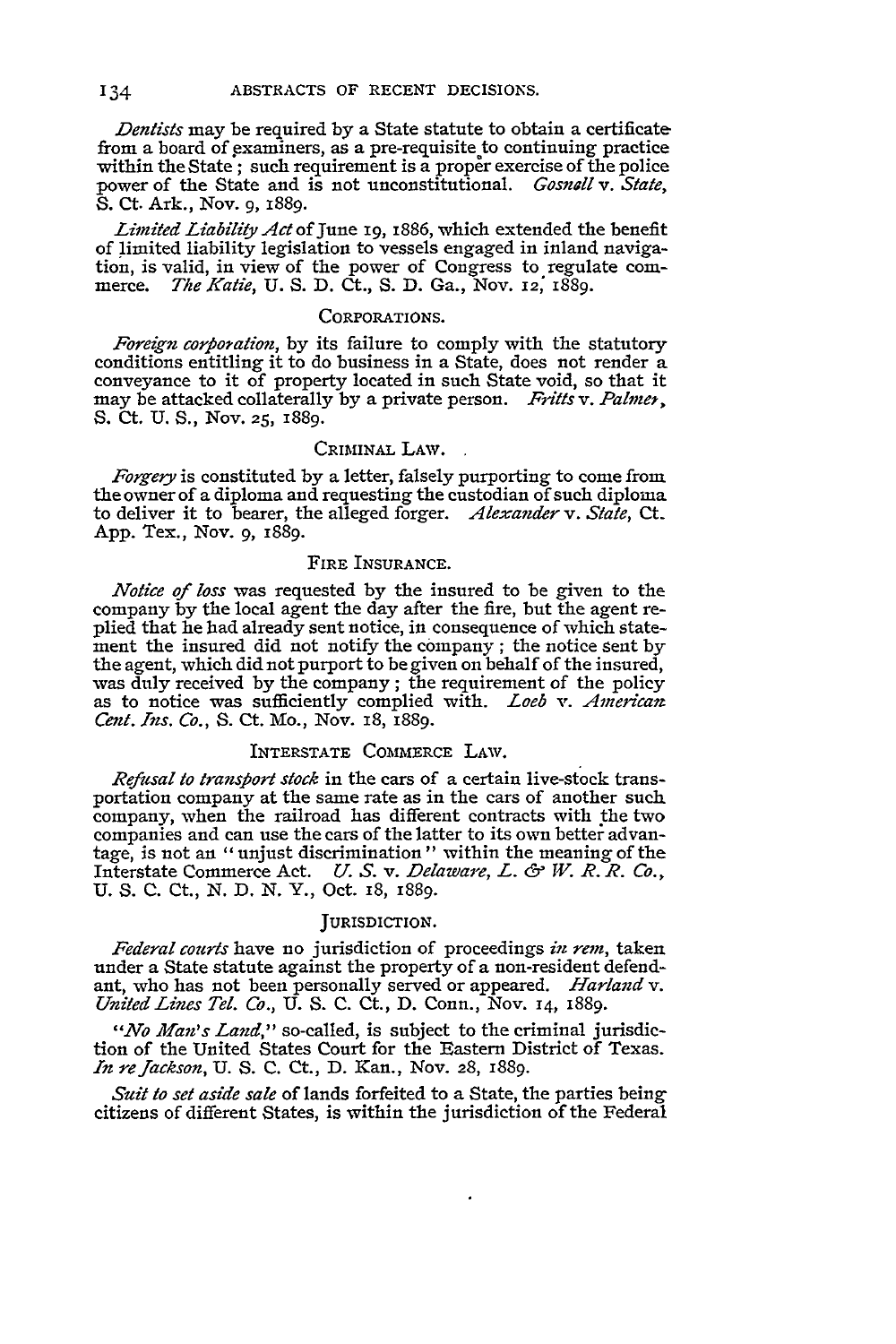*Dentists* may be required by a State statute to obtain a certificate from a board of examiners, as a pre-requisite to continuing practice within the State; such requirement is a proper exercise of the police power of the State and is not unconstitutional. *Gosnell* v. *State*, S. Ct. Ark., Nov. 9, 1889.

*Limited Liability Act* of June 19, 1886, which extended the benefit of limited liability legislation to vessels engaged in inland navigation, is valid, in view of the power of Congress to regulate commerce. *The Katie*, U. S. D. Ct., S. D. Ga., Nov. 12, 1889.

## CORPORATIONS.

*Foreign corporation*, by its failure to comply with the statutory conditions entitling it to do business in a State, does not render a conveyance to it of property located in such State void, so that it may be attacked collaterally by a private person. *Fritts* v. *Palmer*, S. Ct. U. S., Nov. 25, 1889.

## CRIMINAL LAW.

*Forgery* is constituted by a letter, falsely purporting to come from the owner of a diploma and requesting the custodian of such diploma to deliver it to bearer, the alleged forger. *Alexander* v. *State*, Ct. App. Tex., Nov. 9, 1889.

## FIRE INSURANCE.

*Notice of loss* was requested by the insured to be given to the company by the local agent the day after the fire, but the agent replied that he had already sent notice, in consequence of which statement the insured did not notify the company; the notice sent by the agent, which did not purport to be given on behalf of the insured, was duly received by the company; the requirement of the policy as to notice was sufficiently complied with. *Loeb* v. *American Cent. Ins. Co.*, S. Ct. Mo., Nov. 18, 1889.

## INTERSTATE COMMERCE LAW.

*Refusal to transport stock* in the cars of a certain live-stock transportation company at the same rate as in the cars of another such company, when the railroad has different contracts with the two companies and can use the cars of the latter to its own better advantage, is not an "unjust discrimination" within the meaning of the Interstate Commerce Act. *U. S.* v. *Delaware, L. & W. R. R. Co.*, U. S. C. Ct., N. D. N. Y., Oct. 18, 1889.

## JURISDICTION.

*Federal courts* have no jurisdiction of proceedings *in rem*, taken under a State statute against the property of a non-resident defendant, who has not been personally served or appeared. *Harland* v. *United Lines Tel. Co.*, U. S. C. Ct., D. Conn., Nov. 14, 1889.

*"No Man's Land,"* so-called, is subject to the criminal jurisdiction of the United States Court for the Eastern District of Texas. *In re Jackson*, U. S. C. Ct., D. Kan., Nov. 28, 1889.

*Suit to set aside sale* of lands forfeited to a State, the parties being citizens of different States, is within the jurisdiction of the Federal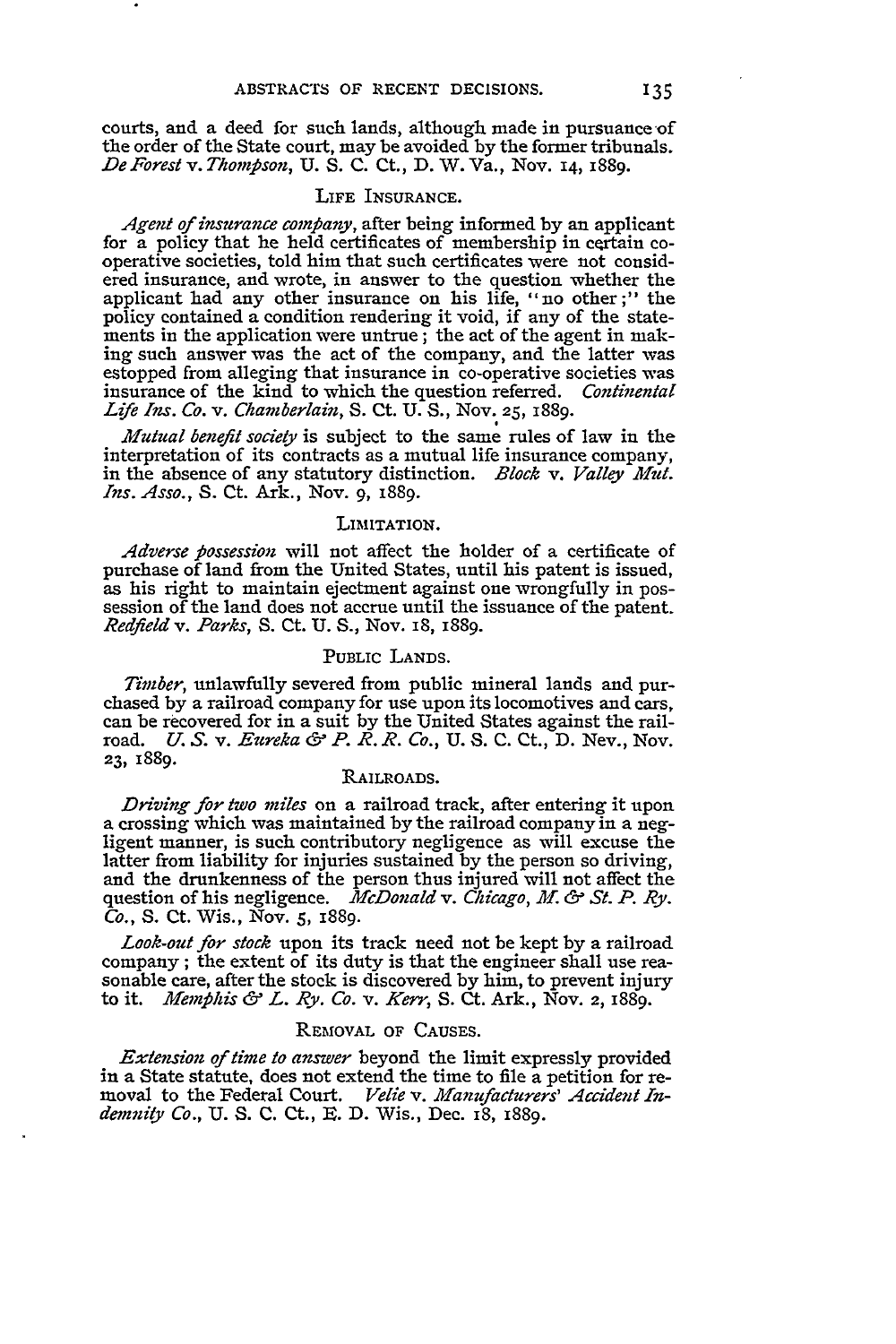courts, and a deed for such lands, although made in pursuance of the order of the State court, may be avoided by the former tribunals. *De Forest* v. *Thompson*, U. S. C. Ct., D. W. Va., Nov. 14, 1889.

### LIFE INSURANCE.

*Agent of insurance company*, after being informed by an applicant for a policy that he held certificates of membership in certain co-operative societies, told him that such certificates were not considered insurance, and wrote, in answer to the question whether the applicant had any other insurance on his life, "no other;" the policy contained a condition rendering it void, if any of the statements in the application were untrue; the act of the agent in making such answer was the act of the company, and the latter was estopped from alleging that insurance in co-operative societies was insurance of the kind to which the question referred. *Continental Life Ins. Co.* v. *Chamberlain*, S. Ct. U. S., Nov. 25, 1889.

*Mutual benefit society* is subject to the same rules of law in the interpretation of its contracts as a mutual life insurance company, in the absence of any statutory distinction. *Block* v. *Valley Mut. Ins. Asso.*, S. Ct. Ark., Nov. 9, 1889.

### LIMITATION.

*Adverse possession* will not affect the holder of a certificate of purchase of land from the United States, until his patent is issued, as his right to maintain ejectment against one wrongfully in possession of the land does not accrue until the issuance of the patent. *Redfield* v. *Parks*, S. Ct. U. S., Nov. 18, 1889.

### PUBLIC LANDS.

*Timber*, unlawfully severed from public mineral lands and purchased by a railroad company for use upon its locomotives and cars, can be recovered for in a suit by the United States against the railroad. *U. S.* v. *Eureka & P. R. R. Co.*, U. S. C. Ct., D. Nev., Nov. 23, 1889.

### RAILROADS.

*Driving for two miles* on a railroad track, after entering it upon a crossing which was maintained by the railroad company in a negligent manner, is such contributory negligence as will excuse the latter from liability for injuries sustained by the person so driving, and the drunkenness of the person thus injured will not affect the question of his negligence. *McDonald* v. *Chicago, M. & St. P. Ry. Co.*, S. Ct. Wis., Nov. 5, 1889.

*Look-out for stock* upon its track need not be kept by a railroad company; the extent of its duty is that the engineer shall use reasonable care, after the stock is discovered by him, to prevent injury to it. *Memphis & L. Ry. Co.* v. *Kerr*, S. Ct. Ark., Nov. 2, 1889.

### REMOVAL OF CAUSES.

*Extension of time to answer* beyond the limit expressly provided in a State statute, does not extend the time to file a petition for removal to the Federal Court. *Velie* v. *Manufacturers' Accident Indemnity Co.*, U. S. C. Ct., E. D. Wis., Dec. 18, 1889.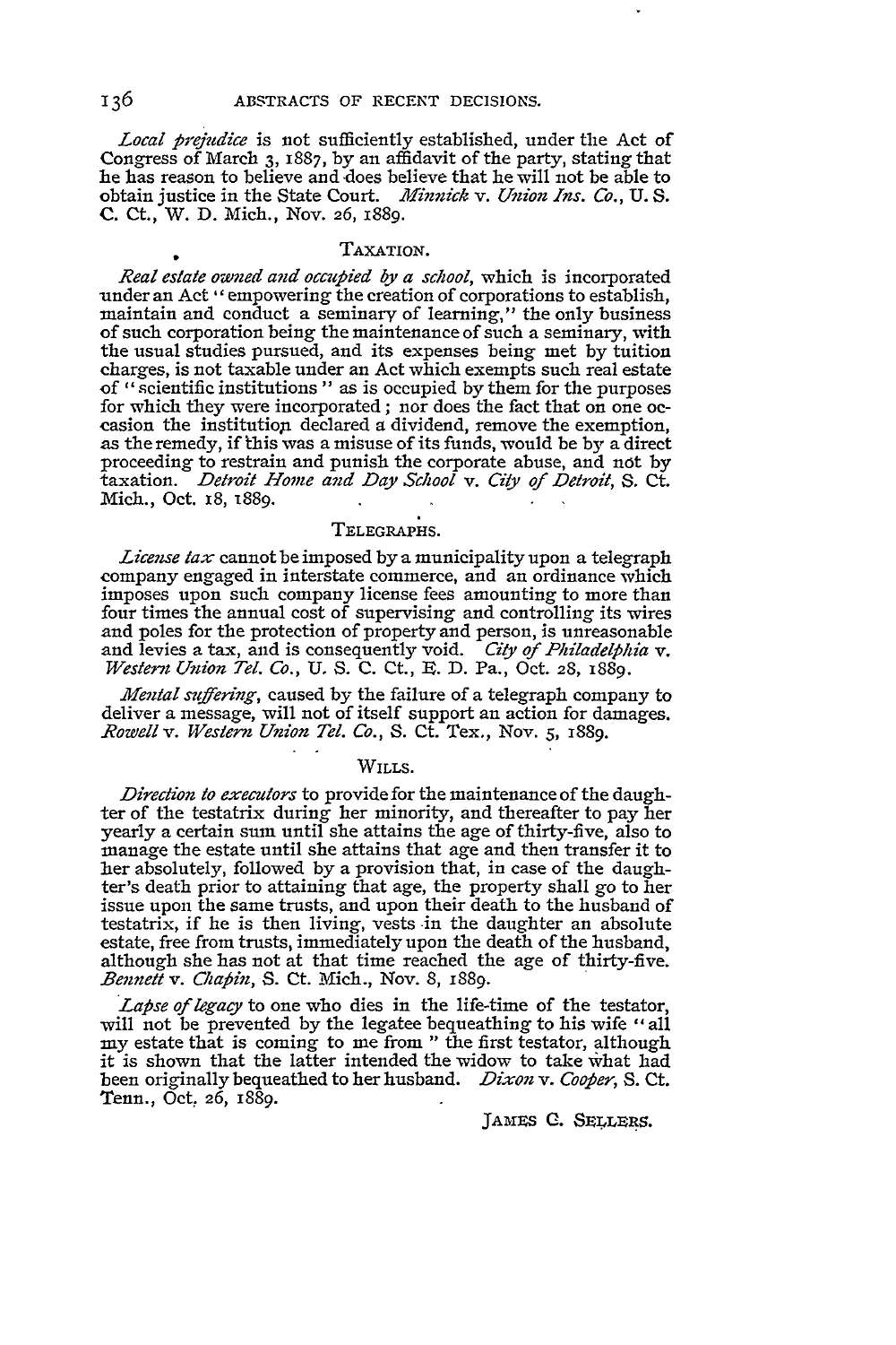*Local prejudice* is not sufficiently established, under the Act of Congress of March 3, 1887, by an affidavit of the party, stating that he has reason to believe and does believe that he will not be able to obtain justice in the State Court. *Minnick* v. *Union Ins. Co.*, U. S. C. Ct., W. D. Mich., Nov. 26, 1889.

## TAXATION.

*Real estate owned and occupied by a school*, which is incorporated under an Act "empowering the creation of corporations to establish, maintain and conduct a seminary of learning," the only business of such corporation being the maintenance of such a seminary, with the usual studies pursued, and its expenses being met by tuition charges, is not taxable under an Act which exempts such real estate of "scientific institutions" as is occupied by them for the purposes for which they were incorporated; nor does the fact that on one occasion the institution declared a dividend, remove the exemption, as the remedy, if this was a misuse of its funds, would be by a direct proceeding to restrain and punish the corporate abuse, and not by taxation. *Detroit Home and Day School* v. *City of Detroit*, S. Ct. Mich., Oct. 18, 1889.

## TELEGRAPHS.

*License tax* cannot be imposed by a municipality upon a telegraph company engaged in interstate commerce, and an ordinance which imposes upon such company license fees amounting to more than four times the annual cost of supervising and controlling its wires and poles for the protection of property and person, is unreasonable and levies a tax, and is consequently void. *City of Philadelphia* v. *Western Union Tel. Co.*, U. S. C. Ct., E. D. Pa., Oct. 28, 1889.

*Mental suffering*, caused by the failure of a telegraph company to deliver a message, will not of itself support an action for damages. *Rowell* v. *Western Union Tel. Co.*, S. Ct. Tex., Nov. 5, 1889.

## WILLS.

*Direction to executors* to provide for the maintenance of the daughter of the testatrix during her minority, and thereafter to pay her yearly a certain sum until she attains the age of thirty-five, also to manage the estate until she attains that age and then transfer it to her absolutely, followed by a provision that, in case of the daughter's death prior to attaining that age, the property shall go to her issue upon the same trusts, and upon their death to the husband of testatrix, if he is then living, vests in the daughter an absolute estate, free from trusts, immediately upon the death of the husband, although she has not at that time reached the age of thirty-five. *Bennett* v. *Chapin*, S. Ct. Mich., Nov. 8, 1889.

*Lapse of legacy* to one who dies in the life-time of the testator, will not be prevented by the legatee bequeathing to his wife "all my estate that is coming to me from" the first testator, although it is shown that the latter intended the widow to take what had been originally bequeathed to her husband. *Dixon* v. *Cooper*, S. Ct. Tenn., Oct. 26, 1889.

JAMES C. SELLERS.